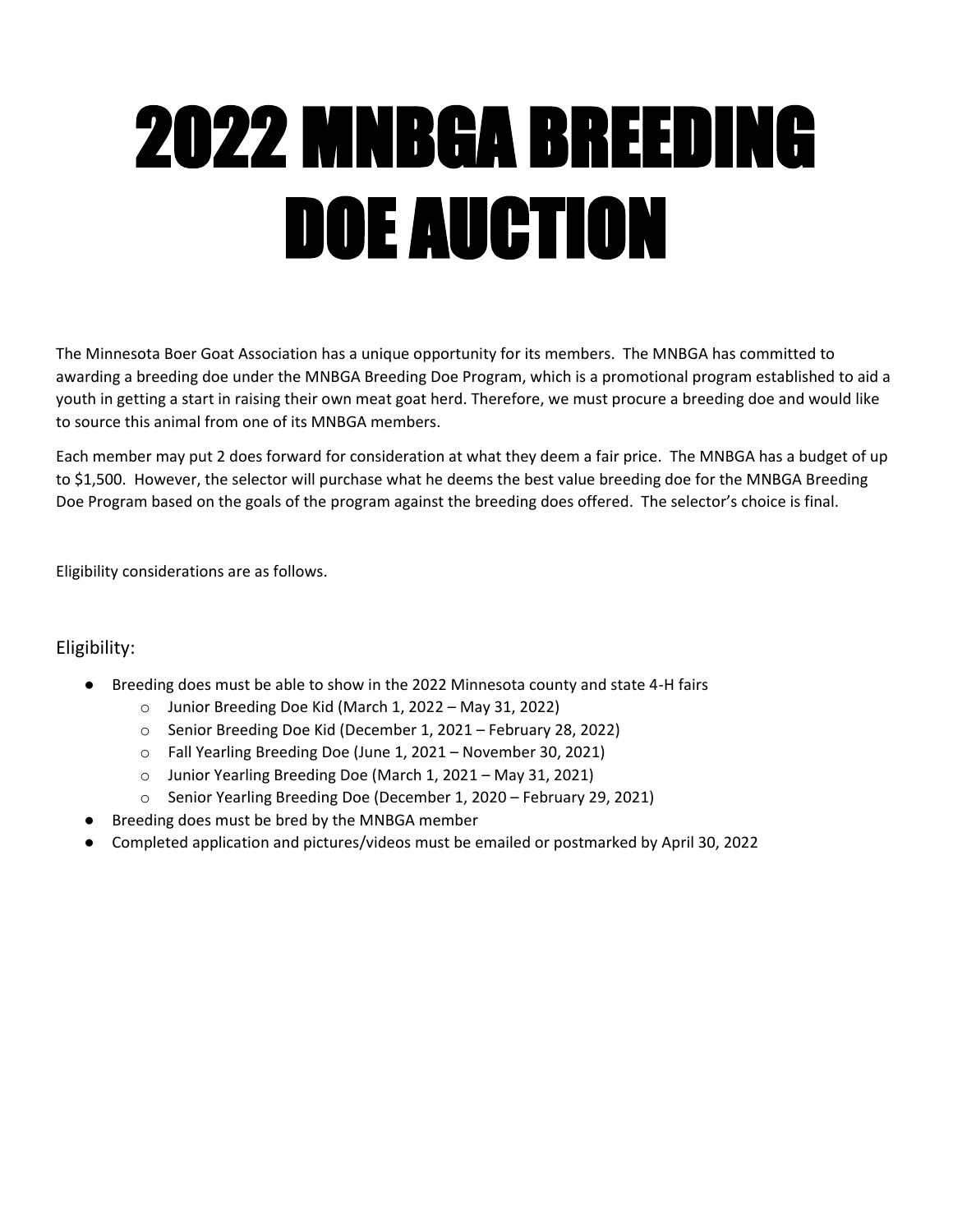# 2022 MNBGA BREEDING DOE AUCTION

The Minnesota Boer Goat Association has a unique opportunity for its members. The MNBGA has committed to awarding a breeding doe under the MNBGA Breeding Doe Program, which is a promotional program established to aid a youth in getting a start in raising their own meat goat herd. Therefore, we must procure a breeding doe and would like to source this animal from one of its MNBGA members.

Each member may put 2 does forward for consideration at what they deem a fair price. The MNBGA has a budget of up to $1,500. However, the selector will purchase what he deems the best value breeding doe for the MNBGA Breeding Doe Program based on the goals of the program against the breeding does offered. The selector's choice is final.

Eligibility considerations are as follows.

## Eligibility:

- Breeding does must be able to show in the 2022 Minnesota county and state 4-H fairs
  - Junior Breeding Doe Kid (March 1, 2022 – May 31, 2022)
  - Senior Breeding Doe Kid (December 1, 2021 – February 28, 2022)
  - Fall Yearling Breeding Doe (June 1, 2021 – November 30, 2021)
  - Junior Yearling Breeding Doe (March 1, 2021 – May 31, 2021)
  - Senior Yearling Breeding Doe (December 1, 2020 – February 29, 2021)
- Breeding does must be bred by the MNBGA member
- Completed application and pictures/videos must be emailed or postmarked by April 30, 2022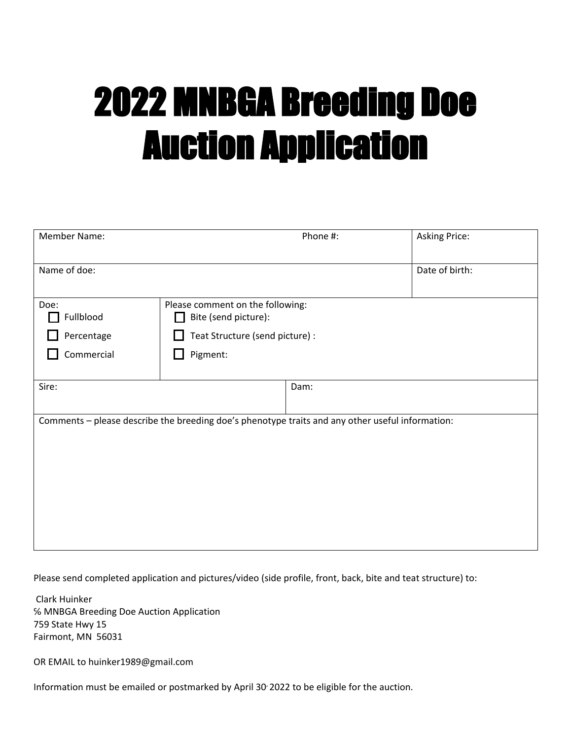# 2022 MNBGA Breeding Doe Auction Application

| | | | |
|---|---|---|---|
| Member Name: | | Phone #: | Asking Price: |
| Name of doe: | | | Date of birth: |
| Doe:<br>☐ Fullblood<br>☐ Percentage<br>☐ Commercial | Please comment on the following:<br>☐ Bite (send picture):<br>☐ Teat Structure (send picture) :<br>☐ Pigment: | | |
| Sire: | | Dam: | |
| Comments – please describe the breeding doe's phenotype traits and any other useful information: | | | |

Please send completed application and pictures/video (side profile, front, back, bite and teat structure) to:

Clark Huinker
℅ MNBGA Breeding Doe Auction Application
759 State Hwy 15
Fairmont, MN 56031

OR EMAIL to huinker1989@gmail.com

Information must be emailed or postmarked by April 30, 2022 to be eligible for the auction.